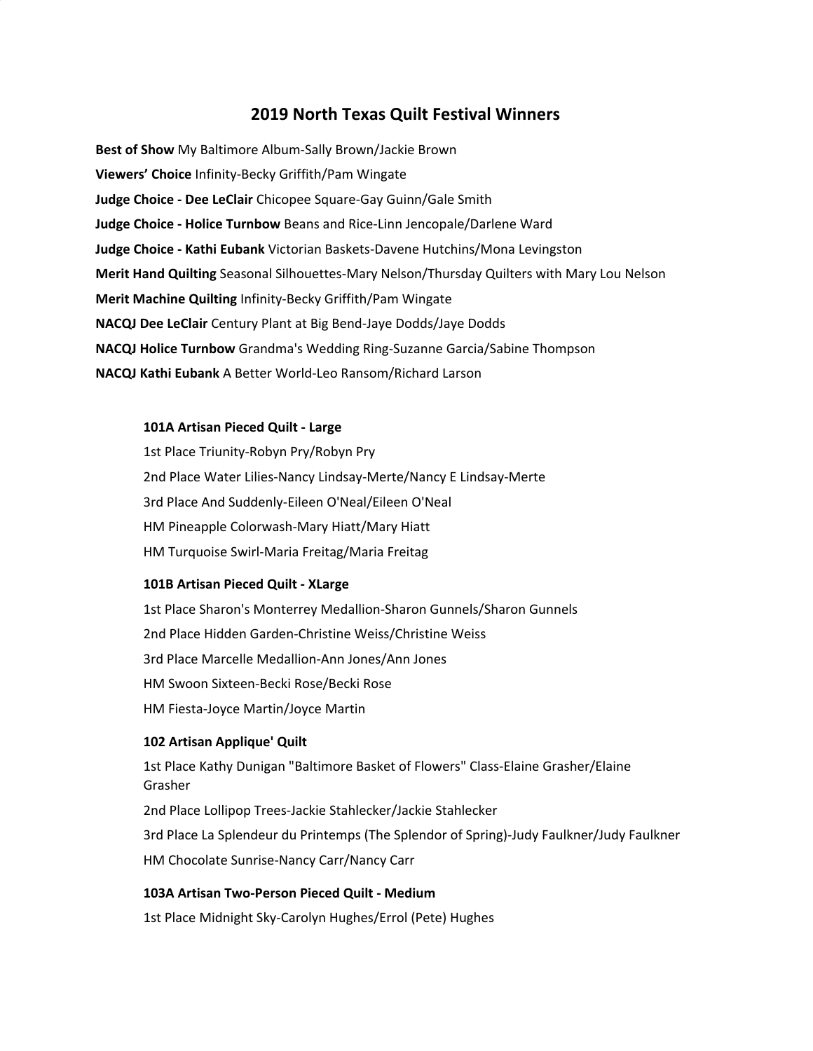# 2019 North Texas Quilt Festival Winners

**Best of Show** My Baltimore Album-Sally Brown/Jackie Brown

**Viewers' Choice** Infinity-Becky Griffith/Pam Wingate

**Judge Choice - Dee LeClair** Chicopee Square-Gay Guinn/Gale Smith

**Judge Choice - Holice Turnbow** Beans and Rice-Linn Jencopale/Darlene Ward

**Judge Choice - Kathi Eubank** Victorian Baskets-Davene Hutchins/Mona Levingston

**Merit Hand Quilting** Seasonal Silhouettes-Mary Nelson/Thursday Quilters with Mary Lou Nelson

**Merit Machine Quilting** Infinity-Becky Griffith/Pam Wingate

**NACQJ Dee LeClair** Century Plant at Big Bend-Jaye Dodds/Jaye Dodds

**NACQJ Holice Turnbow** Grandma's Wedding Ring-Suzanne Garcia/Sabine Thompson

**NACQJ Kathi Eubank** A Better World-Leo Ransom/Richard Larson

**101A Artisan Pieced Quilt - Large**

1st Place Triunity-Robyn Pry/Robyn Pry

2nd Place Water Lilies-Nancy Lindsay-Merte/Nancy E Lindsay-Merte

3rd Place And Suddenly-Eileen O'Neal/Eileen O'Neal

HM Pineapple Colorwash-Mary Hiatt/Mary Hiatt

HM Turquoise Swirl-Maria Freitag/Maria Freitag

**101B Artisan Pieced Quilt - XLarge**

1st Place Sharon's Monterrey Medallion-Sharon Gunnels/Sharon Gunnels

2nd Place Hidden Garden-Christine Weiss/Christine Weiss

3rd Place Marcelle Medallion-Ann Jones/Ann Jones

HM Swoon Sixteen-Becki Rose/Becki Rose

HM Fiesta-Joyce Martin/Joyce Martin

**102 Artisan Applique' Quilt**

1st Place Kathy Dunigan "Baltimore Basket of Flowers" Class-Elaine Grasher/Elaine Grasher

2nd Place Lollipop Trees-Jackie Stahlecker/Jackie Stahlecker

3rd Place La Splendeur du Printemps (The Splendor of Spring)-Judy Faulkner/Judy Faulkner

HM Chocolate Sunrise-Nancy Carr/Nancy Carr

**103A Artisan Two-Person Pieced Quilt - Medium**

1st Place Midnight Sky-Carolyn Hughes/Errol (Pete) Hughes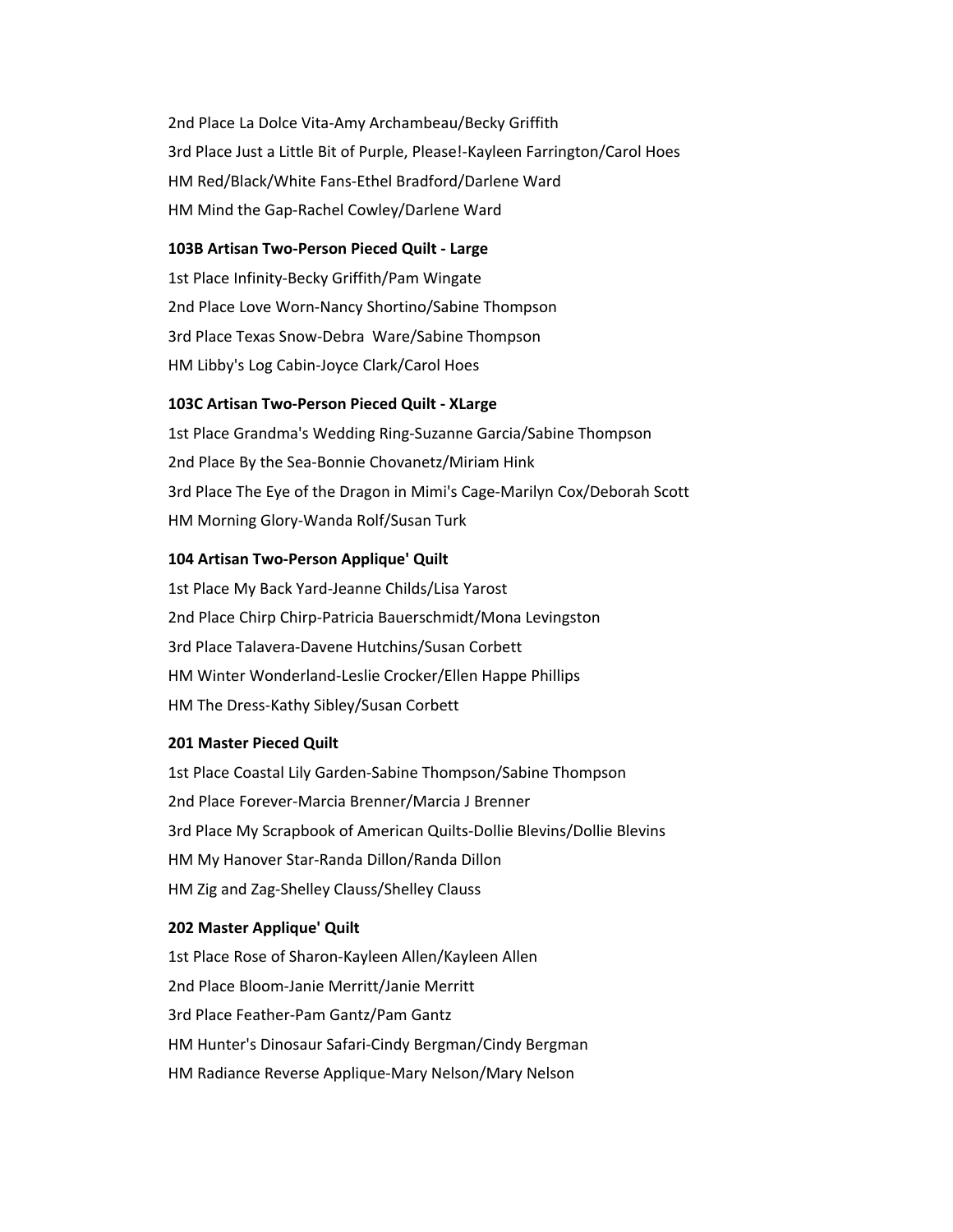2nd Place La Dolce Vita-Amy Archambeau/Becky Griffith

3rd Place Just a Little Bit of Purple, Please!-Kayleen Farrington/Carol Hoes

HM Red/Black/White Fans-Ethel Bradford/Darlene Ward

HM Mind the Gap-Rachel Cowley/Darlene Ward

**103B Artisan Two-Person Pieced Quilt - Large**

1st Place Infinity-Becky Griffith/Pam Wingate

2nd Place Love Worn-Nancy Shortino/Sabine Thompson

3rd Place Texas Snow-Debra  Ware/Sabine Thompson

HM Libby's Log Cabin-Joyce Clark/Carol Hoes

**103C Artisan Two-Person Pieced Quilt - XLarge**

1st Place Grandma's Wedding Ring-Suzanne Garcia/Sabine Thompson

2nd Place By the Sea-Bonnie Chovanetz/Miriam Hink

3rd Place The Eye of the Dragon in Mimi's Cage-Marilyn Cox/Deborah Scott

HM Morning Glory-Wanda Rolf/Susan Turk

**104 Artisan Two-Person Applique' Quilt**

1st Place My Back Yard-Jeanne Childs/Lisa Yarost

2nd Place Chirp Chirp-Patricia Bauerschmidt/Mona Levingston

3rd Place Talavera-Davene Hutchins/Susan Corbett

HM Winter Wonderland-Leslie Crocker/Ellen Happe Phillips

HM The Dress-Kathy Sibley/Susan Corbett

**201 Master Pieced Quilt**

1st Place Coastal Lily Garden-Sabine Thompson/Sabine Thompson

2nd Place Forever-Marcia Brenner/Marcia J Brenner

3rd Place My Scrapbook of American Quilts-Dollie Blevins/Dollie Blevins

HM My Hanover Star-Randa Dillon/Randa Dillon

HM Zig and Zag-Shelley Clauss/Shelley Clauss

**202 Master Applique' Quilt**

1st Place Rose of Sharon-Kayleen Allen/Kayleen Allen

2nd Place Bloom-Janie Merritt/Janie Merritt

3rd Place Feather-Pam Gantz/Pam Gantz

HM Hunter's Dinosaur Safari-Cindy Bergman/Cindy Bergman

HM Radiance Reverse Applique-Mary Nelson/Mary Nelson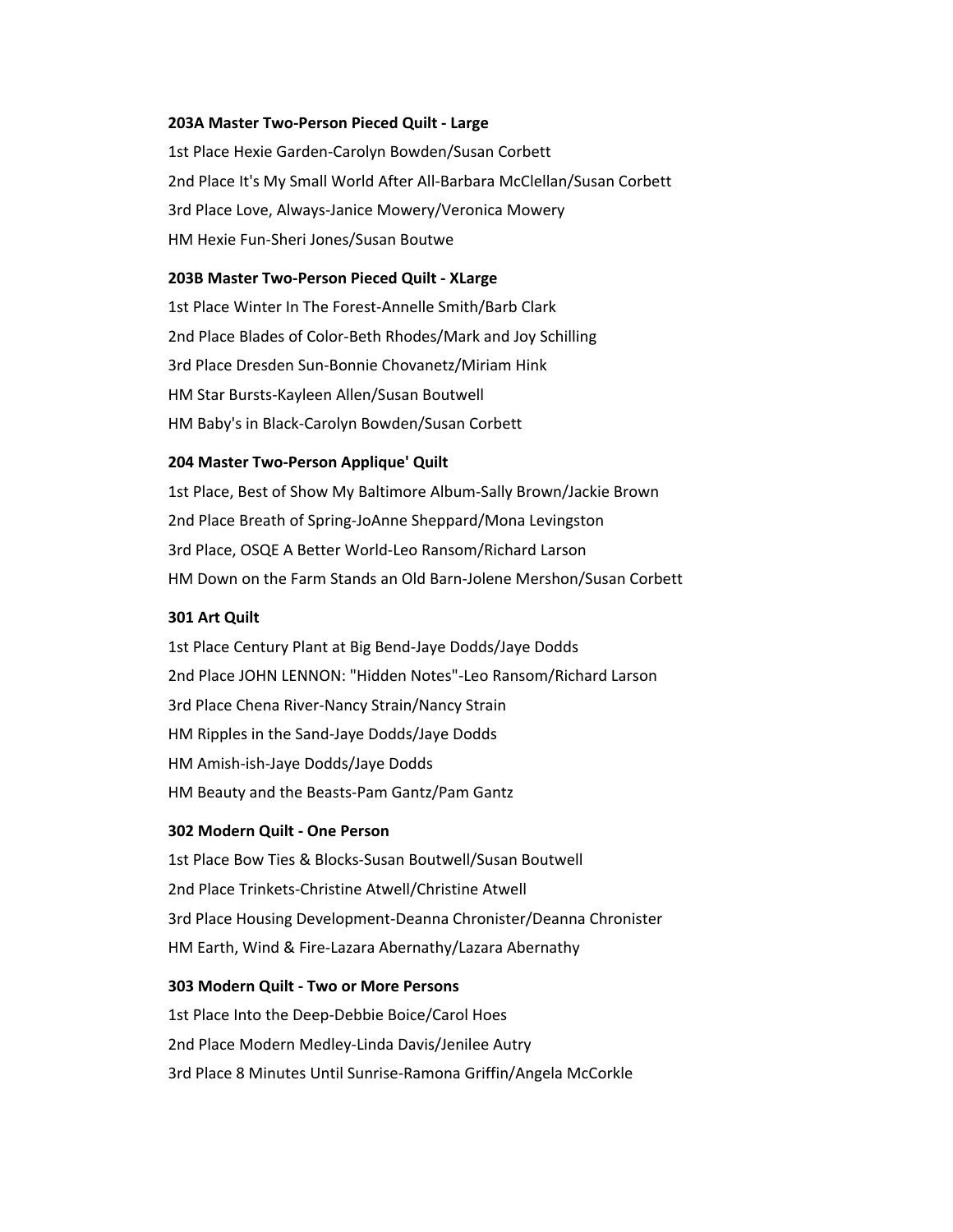**203A Master Two-Person Pieced Quilt - Large**

1st Place Hexie Garden-Carolyn Bowden/Susan Corbett

2nd Place It's My Small World After All-Barbara McClellan/Susan Corbett

3rd Place Love, Always-Janice Mowery/Veronica Mowery

HM Hexie Fun-Sheri Jones/Susan Boutwe

**203B Master Two-Person Pieced Quilt - XLarge**

1st Place Winter In The Forest-Annelle Smith/Barb Clark

2nd Place Blades of Color-Beth Rhodes/Mark and Joy Schilling

3rd Place Dresden Sun-Bonnie Chovanetz/Miriam Hink

HM Star Bursts-Kayleen Allen/Susan Boutwell

HM Baby's in Black-Carolyn Bowden/Susan Corbett

**204 Master Two-Person Applique' Quilt**

1st Place, Best of Show My Baltimore Album-Sally Brown/Jackie Brown

2nd Place Breath of Spring-JoAnne Sheppard/Mona Levingston

3rd Place, OSQE A Better World-Leo Ransom/Richard Larson

HM Down on the Farm Stands an Old Barn-Jolene Mershon/Susan Corbett

**301 Art Quilt**

1st Place Century Plant at Big Bend-Jaye Dodds/Jaye Dodds

2nd Place JOHN LENNON: "Hidden Notes"-Leo Ransom/Richard Larson

3rd Place Chena River-Nancy Strain/Nancy Strain

HM Ripples in the Sand-Jaye Dodds/Jaye Dodds

HM Amish-ish-Jaye Dodds/Jaye Dodds

HM Beauty and the Beasts-Pam Gantz/Pam Gantz

**302 Modern Quilt - One Person**

1st Place Bow Ties & Blocks-Susan Boutwell/Susan Boutwell

2nd Place Trinkets-Christine Atwell/Christine Atwell

3rd Place Housing Development-Deanna Chronister/Deanna Chronister

HM Earth, Wind & Fire-Lazara Abernathy/Lazara Abernathy

**303 Modern Quilt - Two or More Persons**

1st Place Into the Deep-Debbie Boice/Carol Hoes

2nd Place Modern Medley-Linda Davis/Jenilee Autry

3rd Place 8 Minutes Until Sunrise-Ramona Griffin/Angela McCorkle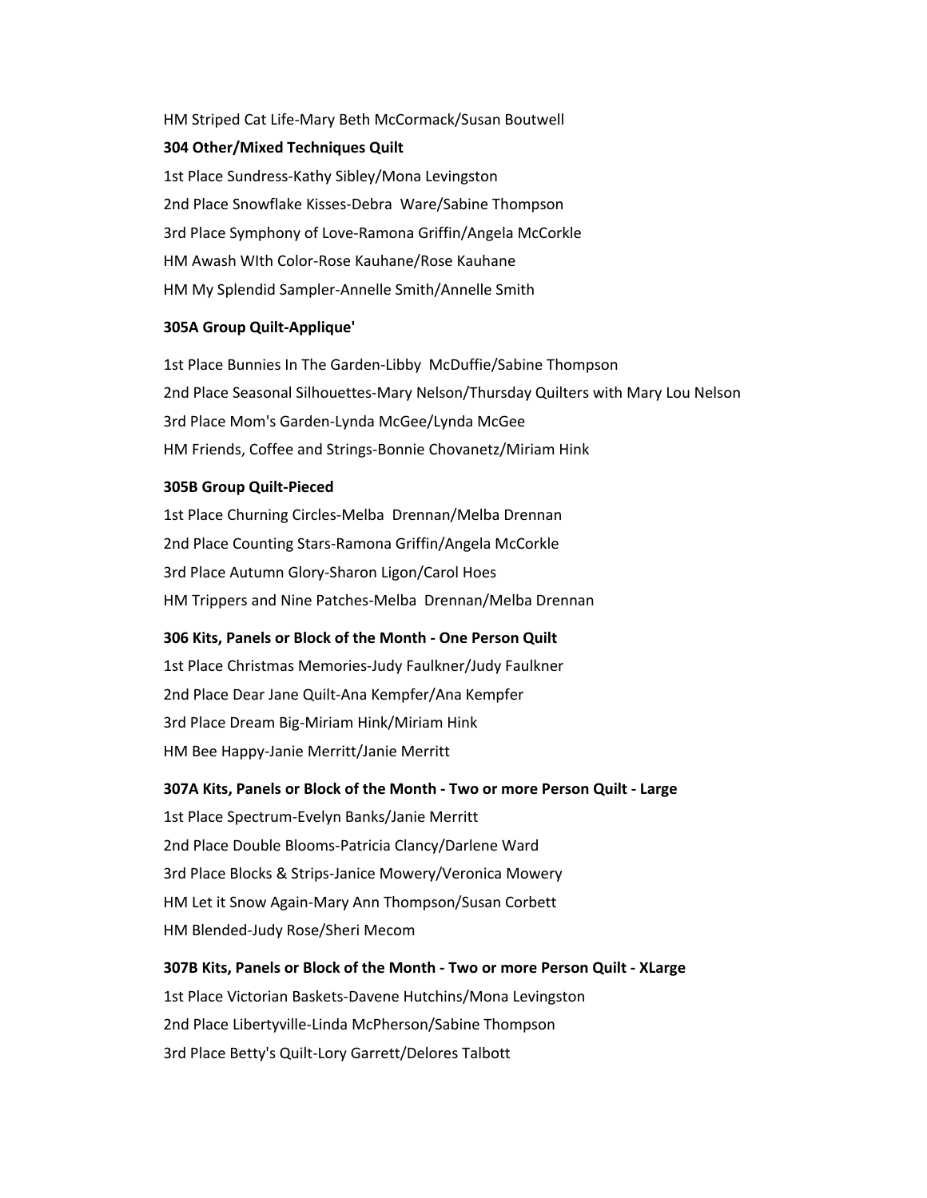HM Striped Cat Life-Mary Beth McCormack/Susan Boutwell

**304 Other/Mixed Techniques Quilt**

1st Place Sundress-Kathy Sibley/Mona Levingston

2nd Place Snowflake Kisses-Debra  Ware/Sabine Thompson

3rd Place Symphony of Love-Ramona Griffin/Angela McCorkle

HM Awash WIth Color-Rose Kauhane/Rose Kauhane

HM My Splendid Sampler-Annelle Smith/Annelle Smith

**305A Group Quilt-Applique'**

1st Place Bunnies In The Garden-Libby  McDuffie/Sabine Thompson

2nd Place Seasonal Silhouettes-Mary Nelson/Thursday Quilters with Mary Lou Nelson

3rd Place Mom's Garden-Lynda McGee/Lynda McGee

HM Friends, Coffee and Strings-Bonnie Chovanetz/Miriam Hink

**305B Group Quilt-Pieced**

1st Place Churning Circles-Melba  Drennan/Melba Drennan

2nd Place Counting Stars-Ramona Griffin/Angela McCorkle

3rd Place Autumn Glory-Sharon Ligon/Carol Hoes

HM Trippers and Nine Patches-Melba  Drennan/Melba Drennan

**306 Kits, Panels or Block of the Month - One Person Quilt**

1st Place Christmas Memories-Judy Faulkner/Judy Faulkner

2nd Place Dear Jane Quilt-Ana Kempfer/Ana Kempfer

3rd Place Dream Big-Miriam Hink/Miriam Hink

HM Bee Happy-Janie Merritt/Janie Merritt

**307A Kits, Panels or Block of the Month - Two or more Person Quilt - Large**

1st Place Spectrum-Evelyn Banks/Janie Merritt

2nd Place Double Blooms-Patricia Clancy/Darlene Ward

3rd Place Blocks & Strips-Janice Mowery/Veronica Mowery

HM Let it Snow Again-Mary Ann Thompson/Susan Corbett

HM Blended-Judy Rose/Sheri Mecom

**307B Kits, Panels or Block of the Month - Two or more Person Quilt - XLarge**

1st Place Victorian Baskets-Davene Hutchins/Mona Levingston

2nd Place Libertyville-Linda McPherson/Sabine Thompson

3rd Place Betty's Quilt-Lory Garrett/Delores Talbott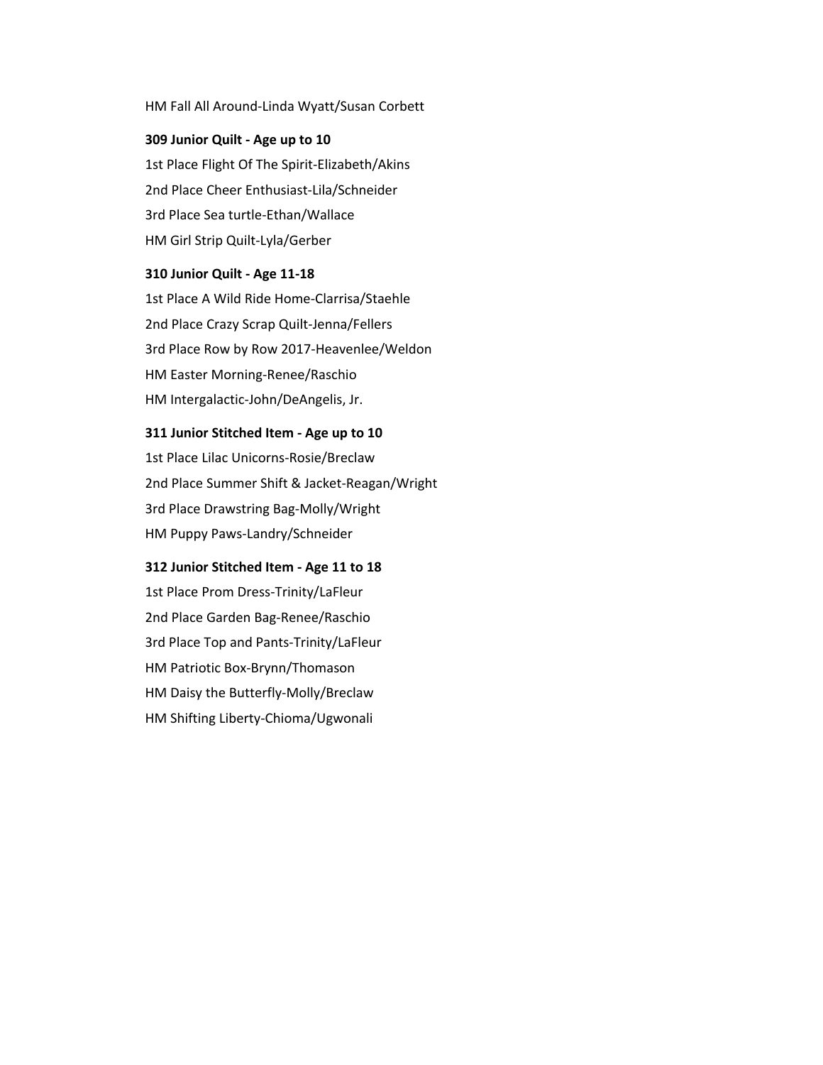HM Fall All Around-Linda Wyatt/Susan Corbett

**309 Junior Quilt - Age up to 10**

1st Place Flight Of The Spirit-Elizabeth/Akins

2nd Place Cheer Enthusiast-Lila/Schneider

3rd Place Sea turtle-Ethan/Wallace

HM Girl Strip Quilt-Lyla/Gerber

**310 Junior Quilt - Age 11-18**

1st Place A Wild Ride Home-Clarrisa/Staehle

2nd Place Crazy Scrap Quilt-Jenna/Fellers

3rd Place Row by Row 2017-Heavenlee/Weldon

HM Easter Morning-Renee/Raschio

HM Intergalactic-John/DeAngelis, Jr.

**311 Junior Stitched Item - Age up to 10**

1st Place Lilac Unicorns-Rosie/Breclaw

2nd Place Summer Shift & Jacket-Reagan/Wright

3rd Place Drawstring Bag-Molly/Wright

HM Puppy Paws-Landry/Schneider

**312 Junior Stitched Item - Age 11 to 18**

1st Place Prom Dress-Trinity/LaFleur

2nd Place Garden Bag-Renee/Raschio

3rd Place Top and Pants-Trinity/LaFleur

HM Patriotic Box-Brynn/Thomason

HM Daisy the Butterfly-Molly/Breclaw

HM Shifting Liberty-Chioma/Ugwonali